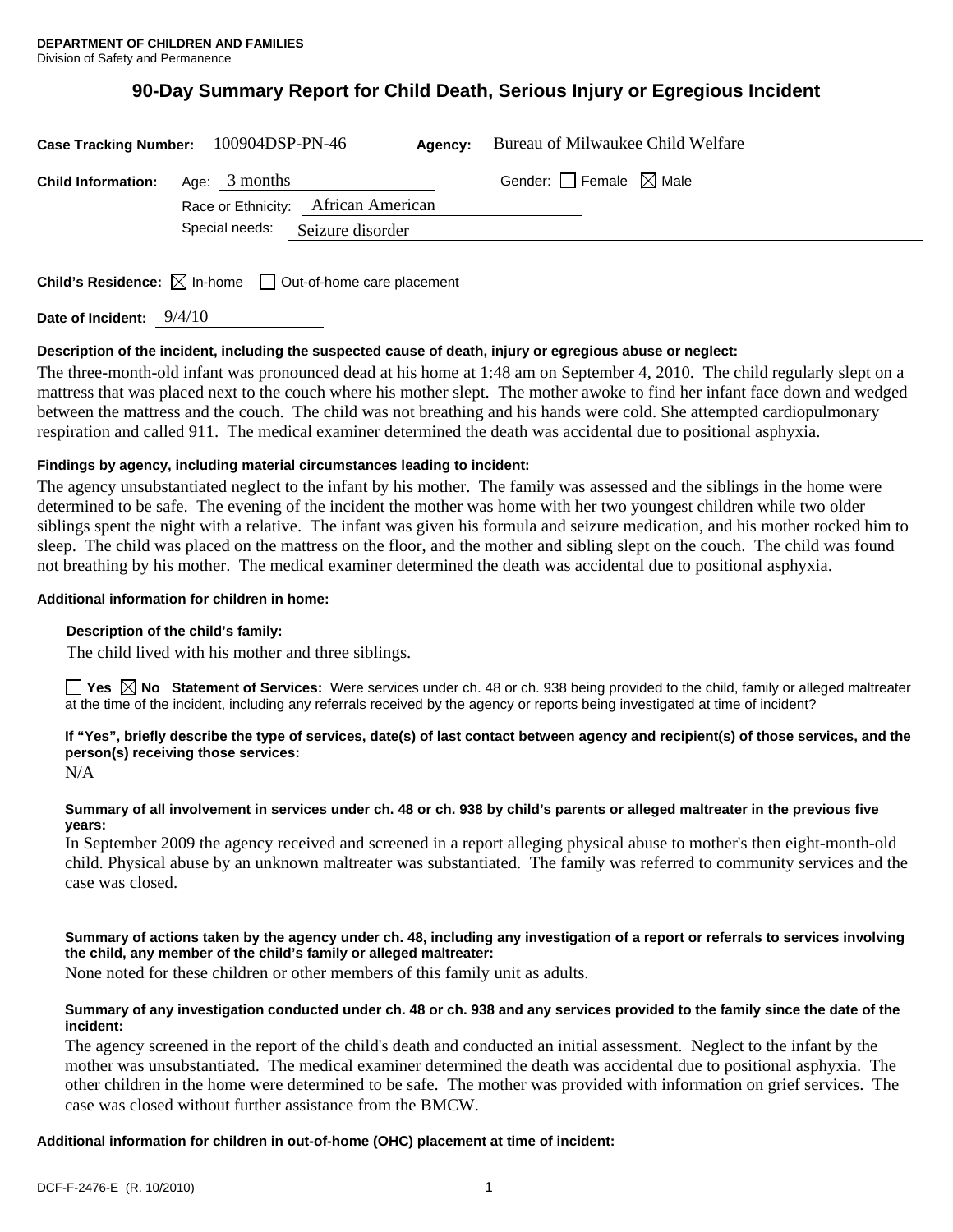**DEPARTMENT OF CHILDREN AND FAMILIES**
Division of Safety and Permanence

# 90-Day Summary Report for Child Death, Serious Injury or Egregious Incident

**Case Tracking Number:** 100904DSP-PN-46 **Agency:** Bureau of Milwaukee Child Welfare

**Child Information:** Age: 3 months Gender: ☐ Female ☒ Male

Race or Ethnicity: African American

Special needs: Seizure disorder

**Child's Residence:** ☒ In-home ☐ Out-of-home care placement

**Date of Incident:** 9/4/10

**Description of the incident, including the suspected cause of death, injury or egregious abuse or neglect:**

The three-month-old infant was pronounced dead at his home at 1:48 am on September 4, 2010. The child regularly slept on a mattress that was placed next to the couch where his mother slept. The mother awoke to find her infant face down and wedged between the mattress and the couch. The child was not breathing and his hands were cold. She attempted cardiopulmonary respiration and called 911. The medical examiner determined the death was accidental due to positional asphyxia.

**Findings by agency, including material circumstances leading to incident:**

The agency unsubstantiated neglect to the infant by his mother. The family was assessed and the siblings in the home were determined to be safe. The evening of the incident the mother was home with her two youngest children while two older siblings spent the night with a relative. The infant was given his formula and seizure medication, and his mother rocked him to sleep. The child was placed on the mattress on the floor, and the mother and sibling slept on the couch. The child was found not breathing by his mother. The medical examiner determined the death was accidental due to positional asphyxia.

**Additional information for children in home:**

**Description of the child's family:**

The child lived with his mother and three siblings.

☐ **Yes** ☒ **No** **Statement of Services:** Were services under ch. 48 or ch. 938 being provided to the child, family or alleged maltreater at the time of the incident, including any referrals received by the agency or reports being investigated at time of incident?

**If "Yes", briefly describe the type of services, date(s) of last contact between agency and recipient(s) of those services, and the person(s) receiving those services:**

N/A

**Summary of all involvement in services under ch. 48 or ch. 938 by child's parents or alleged maltreater in the previous five years:**

In September 2009 the agency received and screened in a report alleging physical abuse to mother's then eight-month-old child. Physical abuse by an unknown maltreater was substantiated. The family was referred to community services and the case was closed.

**Summary of actions taken by the agency under ch. 48, including any investigation of a report or referrals to services involving the child, any member of the child's family or alleged maltreater:**

None noted for these children or other members of this family unit as adults.

**Summary of any investigation conducted under ch. 48 or ch. 938 and any services provided to the family since the date of the incident:**

The agency screened in the report of the child's death and conducted an initial assessment. Neglect to the infant by the mother was unsubstantiated. The medical examiner determined the death was accidental due to positional asphyxia. The other children in the home were determined to be safe. The mother was provided with information on grief services. The case was closed without further assistance from the BMCW.

**Additional information for children in out-of-home (OHC) placement at time of incident:**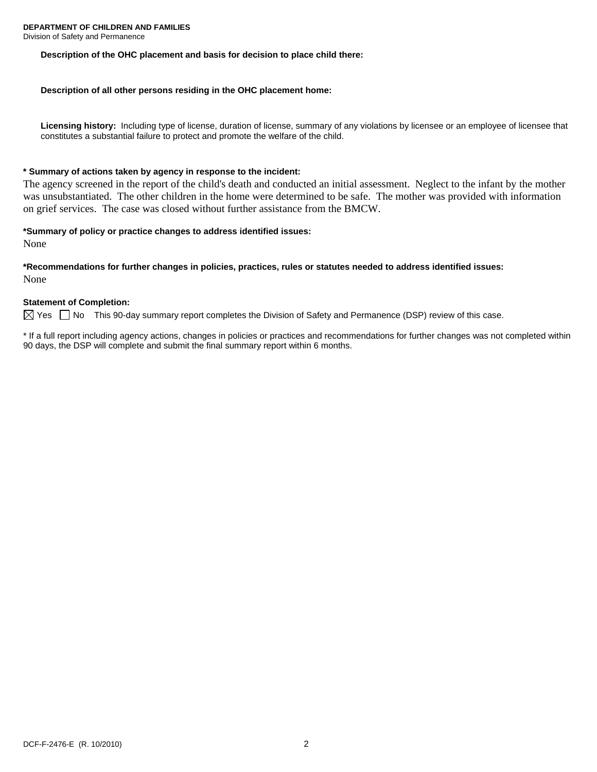**Description of the OHC placement and basis for decision to place child there:**

**Description of all other persons residing in the OHC placement home:**

**Licensing history:** Including type of license, duration of license, summary of any violations by licensee or an employee of licensee that constitutes a substantial failure to protect and promote the welfare of the child.

**\* Summary of actions taken by agency in response to the incident:**

The agency screened in the report of the child's death and conducted an initial assessment. Neglect to the infant by the mother was unsubstantiated. The other children in the home were determined to be safe. The mother was provided with information on grief services. The case was closed without further assistance from the BMCW.

**\*Summary of policy or practice changes to address identified issues:**

None

**\*Recommendations for further changes in policies, practices, rules or statutes needed to address identified issues:**

None

**Statement of Completion:**

☒ Yes ☐ No This 90-day summary report completes the Division of Safety and Permanence (DSP) review of this case.

\* If a full report including agency actions, changes in policies or practices and recommendations for further changes was not completed within 90 days, the DSP will complete and submit the final summary report within 6 months.